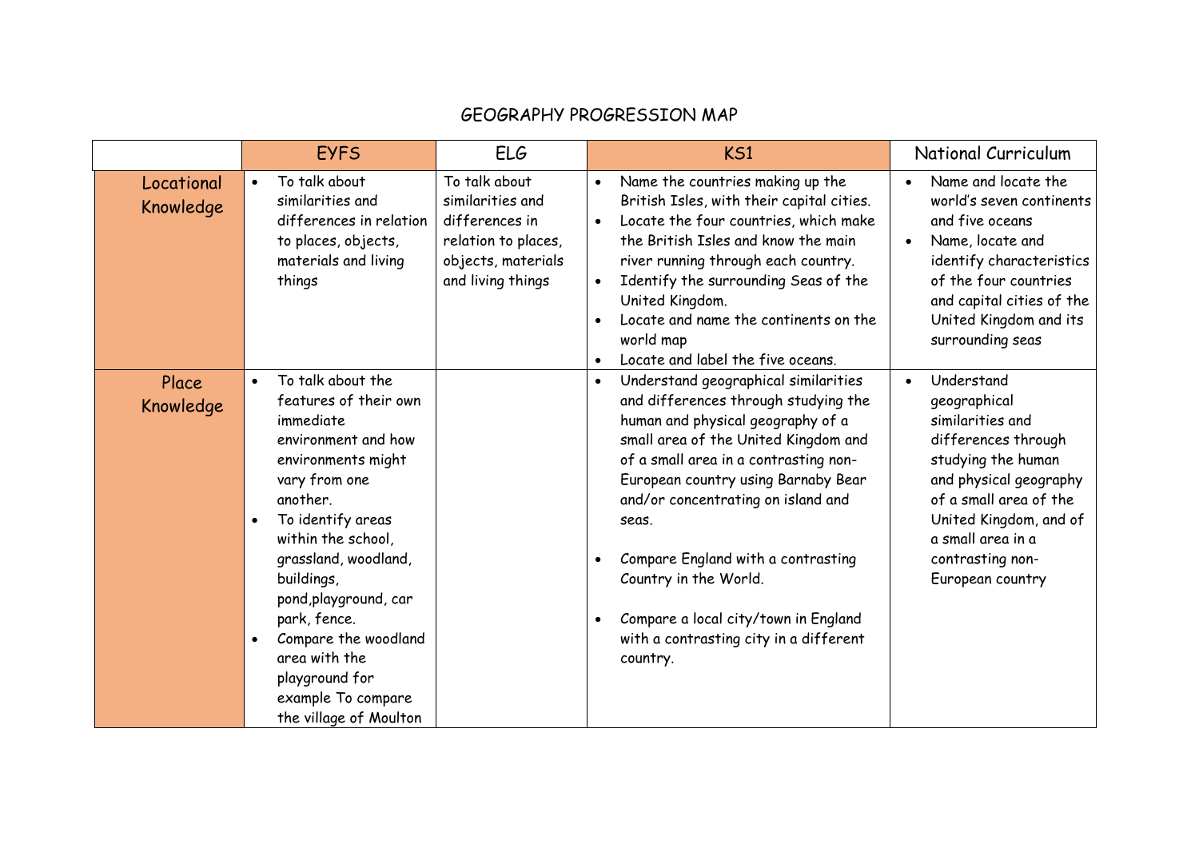# GEOGRAPHY PROGRESSION MAP

| | EYFS | ELG | KS1 | National Curriculum |
|---|---|---|---|---|
| Locational Knowledge | • To talk about similarities and differences in relation to places, objects, materials and living things | To talk about similarities and differences in relation to places, objects, materials and living things | • Name the countries making up the British Isles, with their capital cities.<br>• Locate the four countries, which make the British Isles and know the main river running through each country.<br>• Identify the surrounding Seas of the United Kingdom.<br>• Locate and name the continents on the world map<br>• Locate and label the five oceans. | • Name and locate the world's seven continents and five oceans<br>• Name, locate and identify characteristics of the four countries and capital cities of the United Kingdom and its surrounding seas |
| Place Knowledge | • To talk about the features of their own immediate environment and how environments might vary from one another.<br>• To identify areas within the school, grassland, woodland, buildings, pond,playground, car park, fence.<br>• Compare the woodland area with the playground for example To compare the village of Moulton | | • Understand geographical similarities and differences through studying the human and physical geography of a small area of the United Kingdom and of a small area in a contrasting non-European country using Barnaby Bear and/or concentrating on island and seas.<br>• Compare England with a contrasting Country in the World.<br>• Compare a local city/town in England with a contrasting city in a different country. | • Understand geographical similarities and differences through studying the human and physical geography of a small area of the United Kingdom, and of a small area in a contrasting non-European country |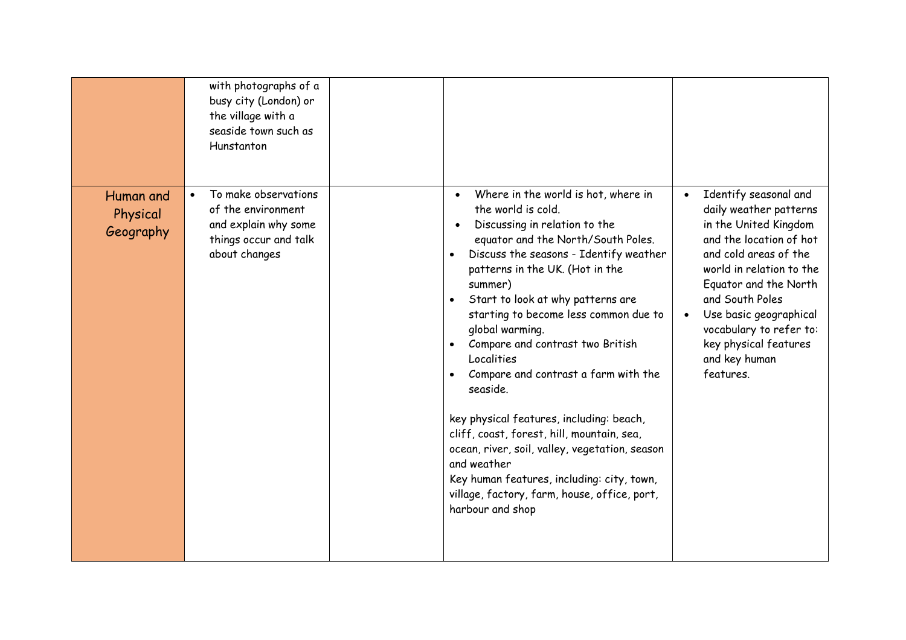| | | | | |
|---|---|---|---|---|
| | with photographs of a busy city (London) or the village with a seaside town such as Hunstanton | | | |
| Human and Physical Geography | • To make observations of the environment and explain why some things occur and talk about changes | | • Where in the world is hot, where in the world is cold.<br>• Discussing in relation to the equator and the North/South Poles.<br>• Discuss the seasons - Identify weather patterns in the UK. (Hot in the summer)<br>• Start to look at why patterns are starting to become less common due to global warming.<br>• Compare and contrast two British Localities<br>• Compare and contrast a farm with the seaside.<br><br>key physical features, including: beach, cliff, coast, forest, hill, mountain, sea, ocean, river, soil, valley, vegetation, season and weather<br>Key human features, including: city, town, village, factory, farm, house, office, port, harbour and shop | • Identify seasonal and daily weather patterns in the United Kingdom and the location of hot and cold areas of the world in relation to the Equator and the North and South Poles<br>• Use basic geographical vocabulary to refer to: key physical features and key human features. |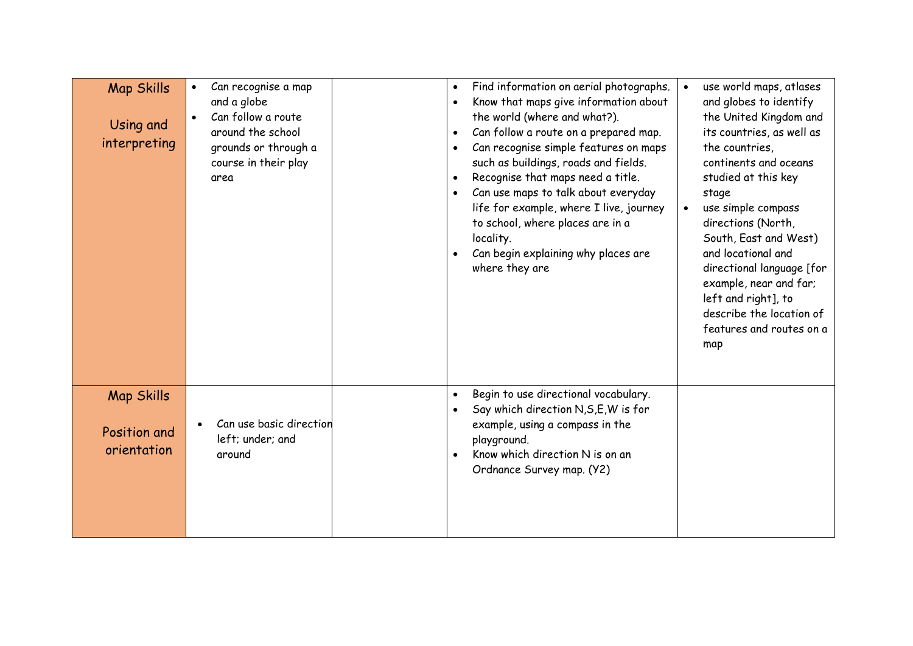| | | | | |
|---|---|---|---|---|
| Map Skills<br><br>Using and interpreting | • Can recognise a map and a globe<br>• Can follow a route around the school grounds or through a course in their play area | | • Find information on aerial photographs.<br>• Know that maps give information about the world (where and what?).<br>• Can follow a route on a prepared map.<br>• Can recognise simple features on maps such as buildings, roads and fields.<br>• Recognise that maps need a title.<br>• Can use maps to talk about everyday life for example, where I live, journey to school, where places are in a locality.<br>• Can begin explaining why places are where they are | • use world maps, atlases and globes to identify the United Kingdom and its countries, as well as the countries, continents and oceans studied at this key stage<br>• use simple compass directions (North, South, East and West) and locational and directional language [for example, near and far; left and right], to describe the location of features and routes on a map |
| Map Skills<br><br>Position and orientation | • Can use basic direction left; under; and around | | • Begin to use directional vocabulary.<br>• Say which direction N,S,E,W is for example, using a compass in the playground.<br>• Know which direction N is on an Ordnance Survey map. (Y2) | |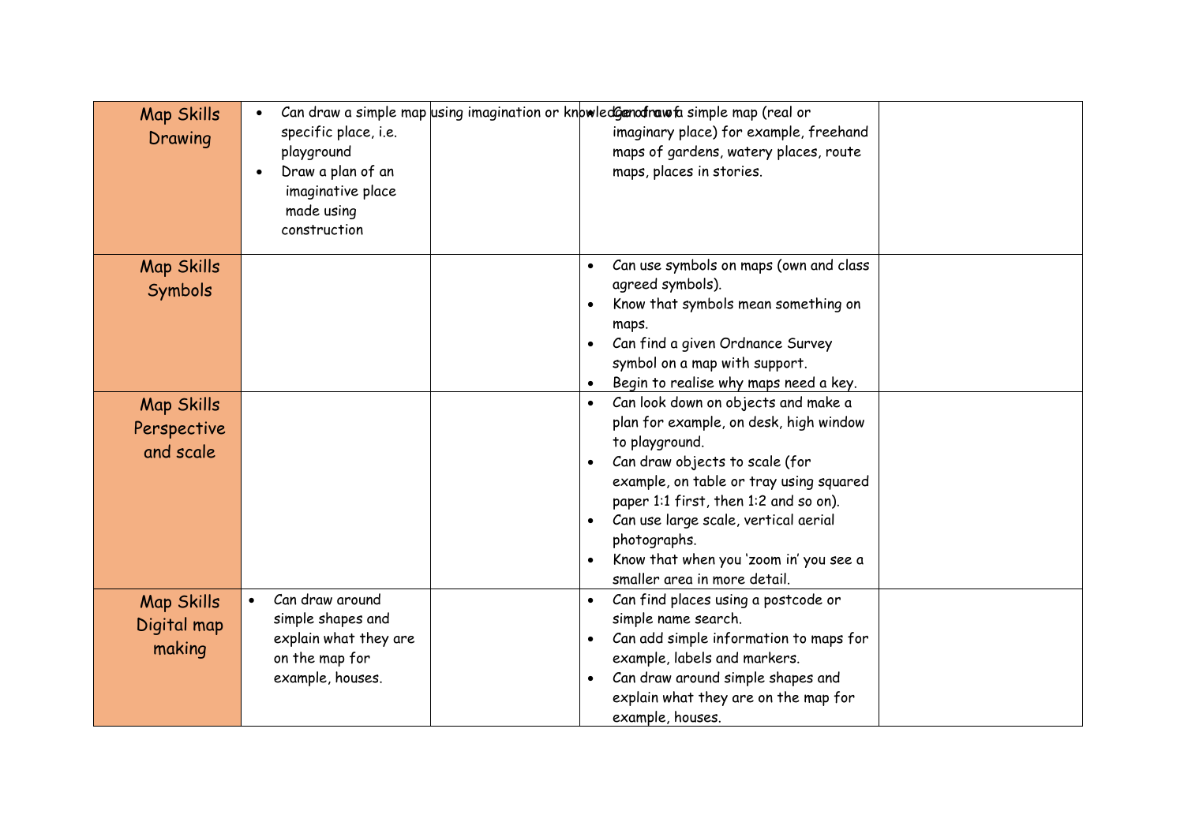| Map Skills Drawing | <ul><li>Can draw a simple map using imagination or knowledge of a specific place, i.e. playground</li><li>Draw a plan of an imaginative place made using construction</li></ul> | | <ul><li>Can draw a simple map (real or imaginary place) for example, freehand maps of gardens, watery places, route maps, places in stories.</li></ul> | |
|---|---|---|---|---|
| Map Skills Symbols | | | <ul><li>Can use symbols on maps (own and class agreed symbols).</li><li>Know that symbols mean something on maps.</li><li>Can find a given Ordnance Survey symbol on a map with support.</li><li>Begin to realise why maps need a key.</li></ul> | |
| Map Skills Perspective and scale | | | <ul><li>Can look down on objects and make a plan for example, on desk, high window to playground.</li><li>Can draw objects to scale (for example, on table or tray using squared paper 1:1 first, then 1:2 and so on).</li><li>Can use large scale, vertical aerial photographs.</li><li>Know that when you 'zoom in' you see a smaller area in more detail.</li></ul> | |
| Map Skills Digital map making | <ul><li>Can draw around simple shapes and explain what they are on the map for example, houses.</li></ul> | | <ul><li>Can find places using a postcode or simple name search.</li><li>Can add simple information to maps for example, labels and markers.</li><li>Can draw around simple shapes and explain what they are on the map for example, houses.</li></ul> | |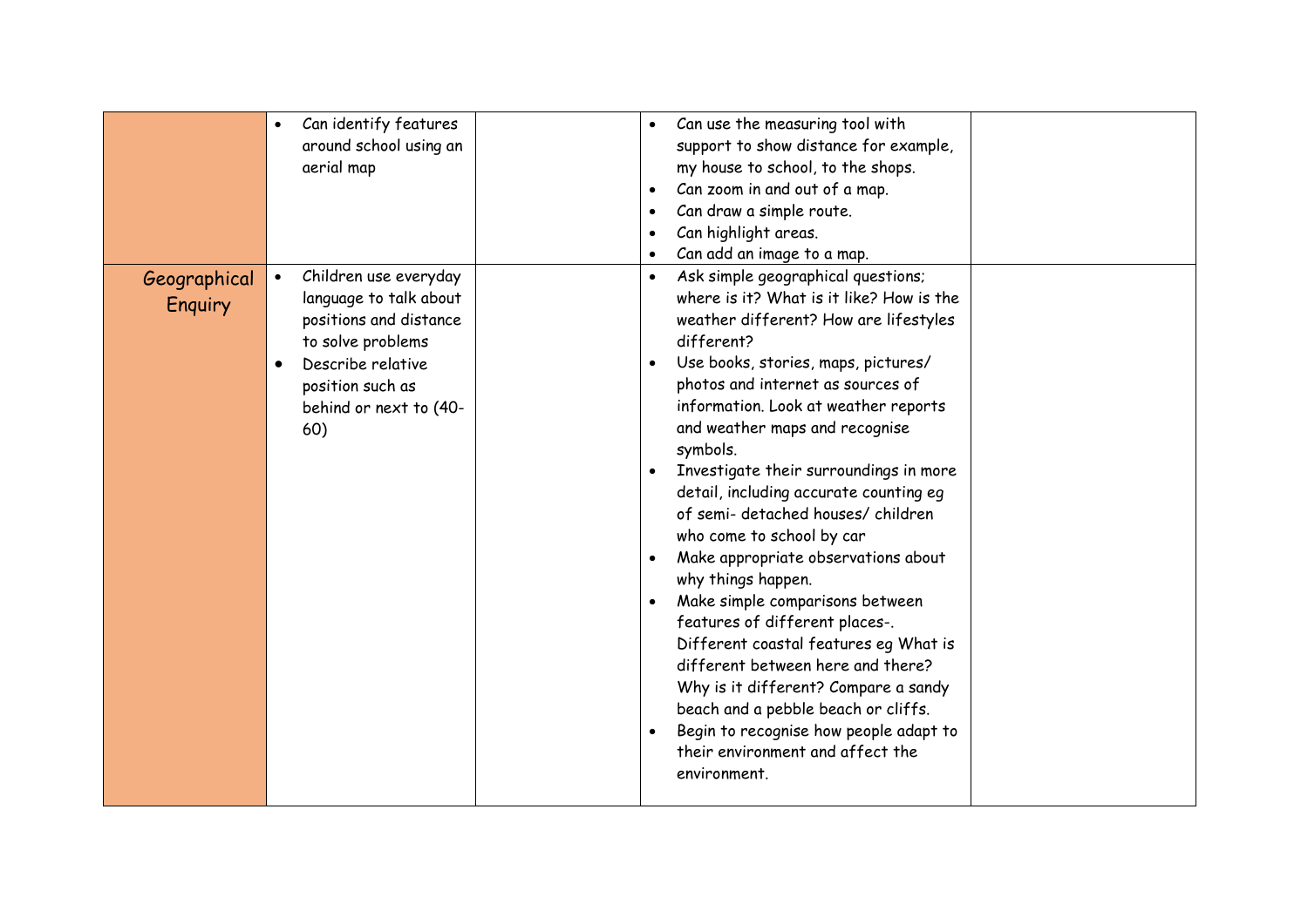| | | | | |
|---|---|---|---|---|
| | • Can identify features around school using an aerial map | | • Can use the measuring tool with support to show distance for example, my house to school, to the shops.<br>• Can zoom in and out of a map.<br>• Can draw a simple route.<br>• Can highlight areas.<br>• Can add an image to a map. | |
| Geographical Enquiry | • Children use everyday language to talk about positions and distance to solve problems<br>• Describe relative position such as behind or next to (40-60) | | • Ask simple geographical questions; where is it? What is it like? How is the weather different? How are lifestyles different?<br>• Use books, stories, maps, pictures/ photos and internet as sources of information. Look at weather reports and weather maps and recognise symbols.<br>• Investigate their surroundings in more detail, including accurate counting eg of semi- detached houses/ children who come to school by car<br>• Make appropriate observations about why things happen.<br>• Make simple comparisons between features of different places-. Different coastal features eg What is different between here and there? Why is it different? Compare a sandy beach and a pebble beach or cliffs.<br>• Begin to recognise how people adapt to their environment and affect the environment. | |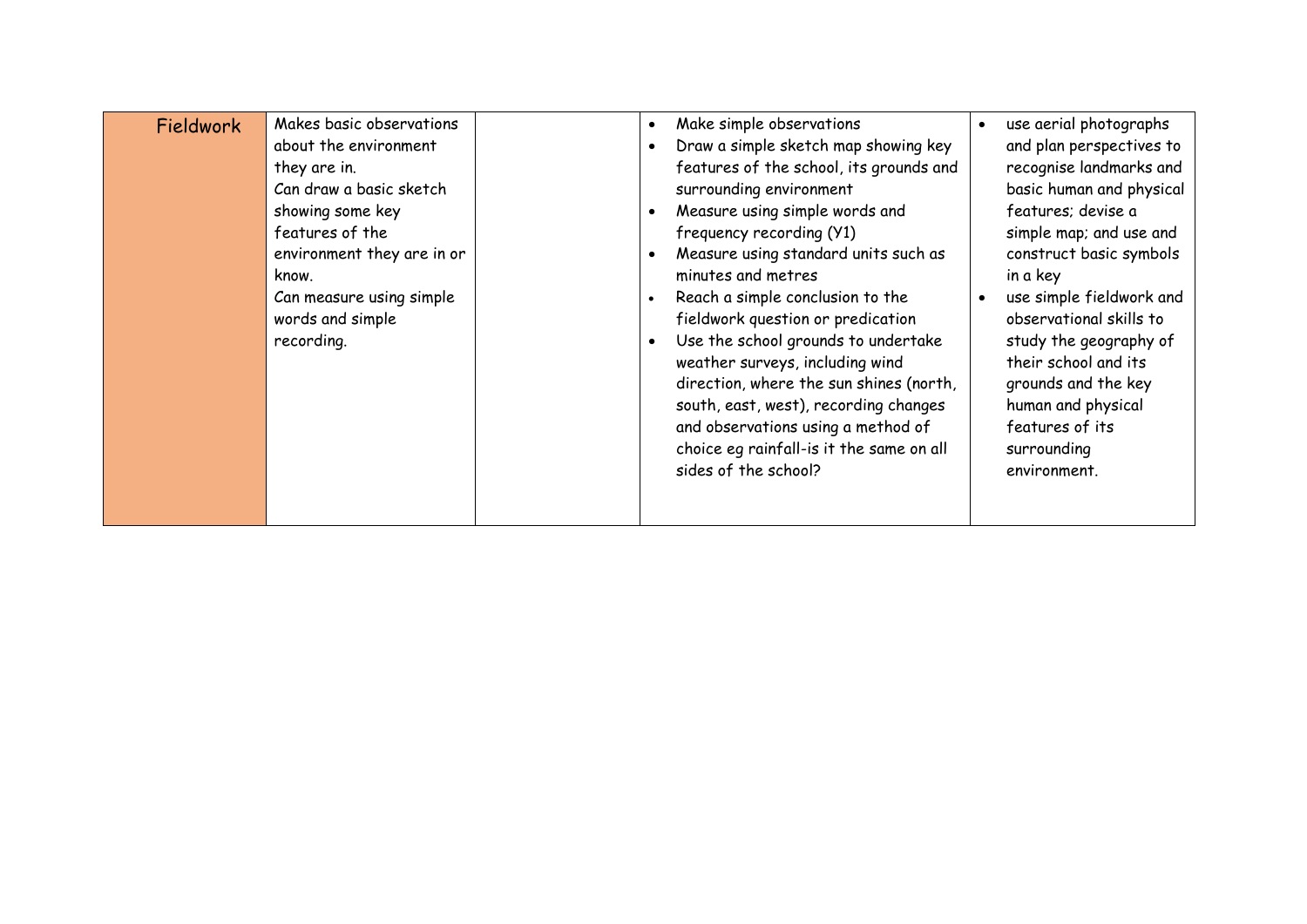| Fieldwork | Makes basic observations about the environment they are in.<br>Can draw a basic sketch showing some key features of the environment they are in or know.<br>Can measure using simple words and simple recording. | | • Make simple observations<br>• Draw a simple sketch map showing key features of the school, its grounds and surrounding environment<br>• Measure using simple words and frequency recording (Y1)<br>• Measure using standard units such as minutes and metres<br>• Reach a simple conclusion to the fieldwork question or predication<br>• Use the school grounds to undertake weather surveys, including wind direction, where the sun shines (north, south, east, west), recording changes and observations using a method of choice eg rainfall-is it the same on all sides of the school? | • use aerial photographs and plan perspectives to recognise landmarks and basic human and physical features; devise a simple map; and use and construct basic symbols in a key<br>• use simple fieldwork and observational skills to study the geography of their school and its grounds and the key human and physical features of its surrounding environment. |
|---|---|---|---|---|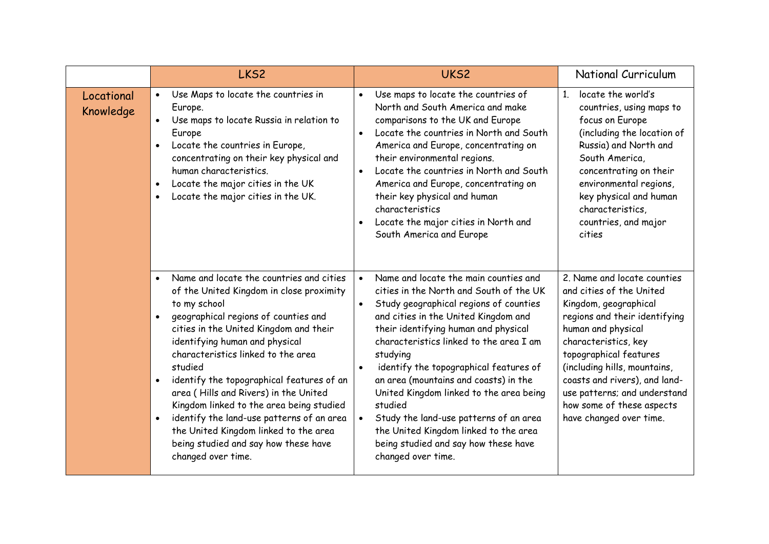| | LKS2 | UKS2 | National Curriculum |
|---|---|---|---|
| Locational Knowledge | • Use Maps to locate the countries in Europe.<br>• Use maps to locate Russia in relation to Europe<br>• Locate the countries in Europe, concentrating on their key physical and human characteristics.<br>• Locate the major cities in the UK<br>• Locate the major cities in the UK. | • Use maps to locate the countries of North and South America and make comparisons to the UK and Europe<br>• Locate the countries in North and South America and Europe, concentrating on their environmental regions.<br>• Locate the countries in North and South America and Europe, concentrating on their key physical and human characteristics<br>• Locate the major cities in North and South America and Europe | 1. locate the world's countries, using maps to focus on Europe (including the location of Russia) and North and South America, concentrating on their environmental regions, key physical and human characteristics, countries, and major cities |
| | • Name and locate the countries and cities of the United Kingdom in close proximity to my school<br>• geographical regions of counties and cities in the United Kingdom and their identifying human and physical characteristics linked to the area studied<br>• identify the topographical features of an area ( Hills and Rivers) in the United Kingdom linked to the area being studied<br>• identify the land-use patterns of an area the United Kingdom linked to the area being studied and say how these have changed over time. | • Name and locate the main counties and cities in the North and South of the UK<br>• Study geographical regions of counties and cities in the United Kingdom and their identifying human and physical characteristics linked to the area I am studying<br>• identify the topographical features of an area (mountains and coasts) in the United Kingdom linked to the area being studied<br>• Study the land-use patterns of an area the United Kingdom linked to the area being studied and say how these have changed over time. | 2. Name and locate counties and cities of the United Kingdom, geographical regions and their identifying human and physical characteristics, key topographical features (including hills, mountains, coasts and rivers), and land-use patterns; and understand how some of these aspects have changed over time. |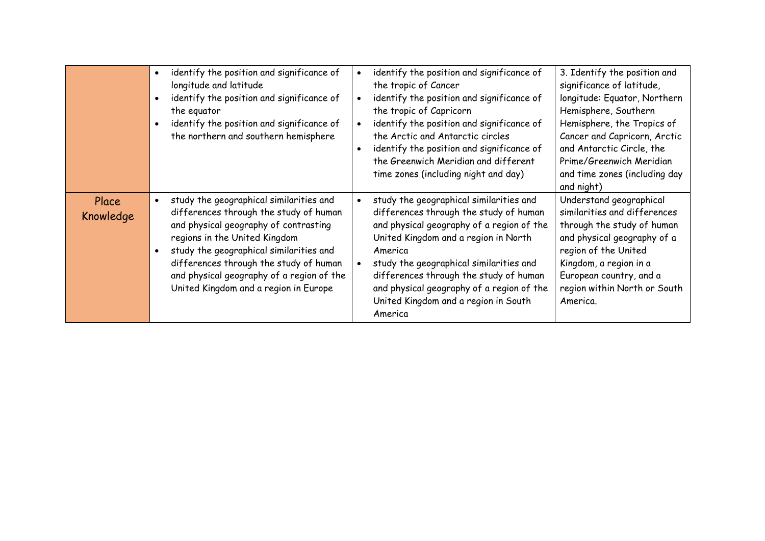| | | | |
|---|---|---|---|
| | • identify the position and significance of longitude and latitude<br>• identify the position and significance of the equator<br>• identify the position and significance of the northern and southern hemisphere | • identify the position and significance of the tropic of Cancer<br>• identify the position and significance of the tropic of Capricorn<br>• identify the position and significance of the Arctic and Antarctic circles<br>• identify the position and significance of the Greenwich Meridian and different time zones (including night and day) | 3. Identify the position and significance of latitude, longitude: Equator, Northern Hemisphere, Southern Hemisphere, the Tropics of Cancer and Capricorn, Arctic and Antarctic Circle, the Prime/Greenwich Meridian and time zones (including day and night) |
| Place Knowledge | • study the geographical similarities and differences through the study of human and physical geography of contrasting regions in the United Kingdom<br>• study the geographical similarities and differences through the study of human and physical geography of a region of the United Kingdom and a region in Europe | • study the geographical similarities and differences through the study of human and physical geography of a region of the United Kingdom and a region in North America<br>• study the geographical similarities and differences through the study of human and physical geography of a region of the United Kingdom and a region in South America | Understand geographical similarities and differences through the study of human and physical geography of a region of the United Kingdom, a region in a European country, and a region within North or South America. |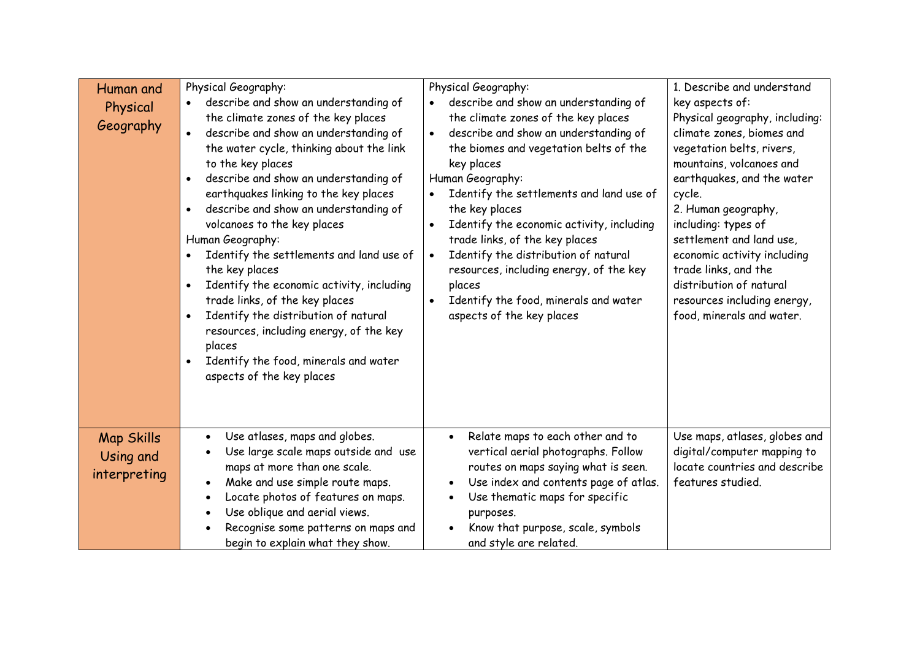| Human and Physical Geography | Physical Geography:<br>• describe and show an understanding of the climate zones of the key places<br>• describe and show an understanding of the water cycle, thinking about the link to the key places<br>• describe and show an understanding of earthquakes linking to the key places<br>• describe and show an understanding of volcanoes to the key places<br>Human Geography:<br>• Identify the settlements and land use of the key places<br>• Identify the economic activity, including trade links, of the key places<br>• Identify the distribution of natural resources, including energy, of the key places<br>• Identify the food, minerals and water aspects of the key places | Physical Geography:<br>• describe and show an understanding of the climate zones of the key places<br>• describe and show an understanding of the biomes and vegetation belts of the key places<br>Human Geography:<br>• Identify the settlements and land use of the key places<br>• Identify the economic activity, including trade links, of the key places<br>• Identify the distribution of natural resources, including energy, of the key places<br>• Identify the food, minerals and water aspects of the key places | 1. Describe and understand key aspects of:<br>Physical geography, including: climate zones, biomes and vegetation belts, rivers, mountains, volcanoes and earthquakes, and the water cycle.<br>2. Human geography, including: types of settlement and land use, economic activity including trade links, and the distribution of natural resources including energy, food, minerals and water. |
|---|---|---|---|
| Map Skills Using and interpreting | • Use atlases, maps and globes.<br>• Use large scale maps outside and use maps at more than one scale.<br>• Make and use simple route maps.<br>• Locate photos of features on maps.<br>• Use oblique and aerial views.<br>• Recognise some patterns on maps and begin to explain what they show. | • Relate maps to each other and to vertical aerial photographs. Follow routes on maps saying what is seen.<br>• Use index and contents page of atlas.<br>• Use thematic maps for specific purposes.<br>• Know that purpose, scale, symbols and style are related. | Use maps, atlases, globes and digital/computer mapping to locate countries and describe features studied. |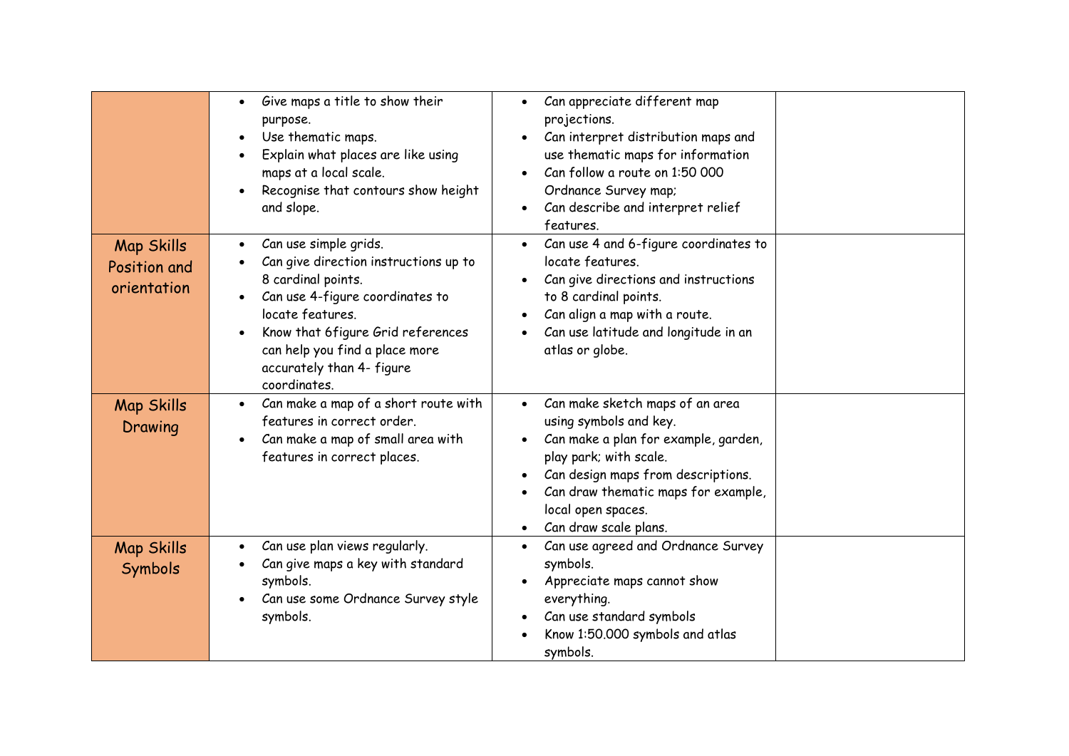| | | | |
|---|---|---|---|
| | • Give maps a title to show their purpose.<br>• Use thematic maps.<br>• Explain what places are like using maps at a local scale.<br>• Recognise that contours show height and slope. | • Can appreciate different map projections.<br>• Can interpret distribution maps and use thematic maps for information<br>• Can follow a route on 1:50 000 Ordnance Survey map;<br>• Can describe and interpret relief features. | |
| Map Skills Position and orientation | • Can use simple grids.<br>• Can give direction instructions up to 8 cardinal points.<br>• Can use 4-figure coordinates to locate features.<br>• Know that 6figure Grid references can help you find a place more accurately than 4- figure coordinates. | • Can use 4 and 6-figure coordinates to locate features.<br>• Can give directions and instructions to 8 cardinal points.<br>• Can align a map with a route.<br>• Can use latitude and longitude in an atlas or globe. | |
| Map Skills Drawing | • Can make a map of a short route with features in correct order.<br>• Can make a map of small area with features in correct places. | • Can make sketch maps of an area using symbols and key.<br>• Can make a plan for example, garden, play park; with scale.<br>• Can design maps from descriptions.<br>• Can draw thematic maps for example, local open spaces.<br>• Can draw scale plans. | |
| Map Skills Symbols | • Can use plan views regularly.<br>• Can give maps a key with standard symbols.<br>• Can use some Ordnance Survey style symbols. | • Can use agreed and Ordnance Survey symbols.<br>• Appreciate maps cannot show everything.<br>• Can use standard symbols<br>• Know 1:50.000 symbols and atlas symbols. | |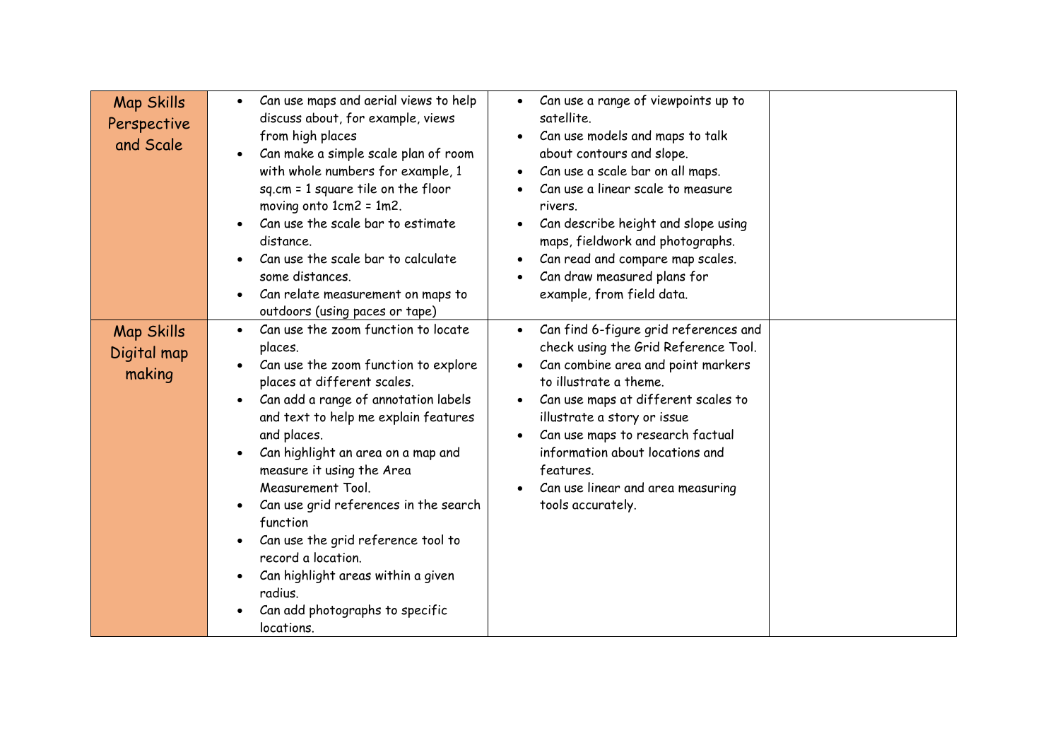| Map Skills Perspective and Scale | <ul><li>Can use maps and aerial views to help discuss about, for example, views from high places</li><li>Can make a simple scale plan of room with whole numbers for example, 1 sq.cm = 1 square tile on the floor moving onto 1cm2 = 1m2.</li><li>Can use the scale bar to estimate distance.</li><li>Can use the scale bar to calculate some distances.</li><li>Can relate measurement on maps to outdoors (using paces or tape)</li></ul> | <ul><li>Can use a range of viewpoints up to satellite.</li><li>Can use models and maps to talk about contours and slope.</li><li>Can use a scale bar on all maps.</li><li>Can use a linear scale to measure rivers.</li><li>Can describe height and slope using maps, fieldwork and photographs.</li><li>Can read and compare map scales.</li><li>Can draw measured plans for example, from field data.</li></ul> | |
|---|---|---|---|
| Map Skills Digital map making | <ul><li>Can use the zoom function to locate places.</li><li>Can use the zoom function to explore places at different scales.</li><li>Can add a range of annotation labels and text to help me explain features and places.</li><li>Can highlight an area on a map and measure it using the Area Measurement Tool.</li><li>Can use grid references in the search function</li><li>Can use the grid reference tool to record a location.</li><li>Can highlight areas within a given radius.</li><li>Can add photographs to specific locations.</li></ul> | <ul><li>Can find 6-figure grid references and check using the Grid Reference Tool.</li><li>Can combine area and point markers to illustrate a theme.</li><li>Can use maps at different scales to illustrate a story or issue</li><li>Can use maps to research factual information about locations and features.</li><li>Can use linear and area measuring tools accurately.</li></ul> | |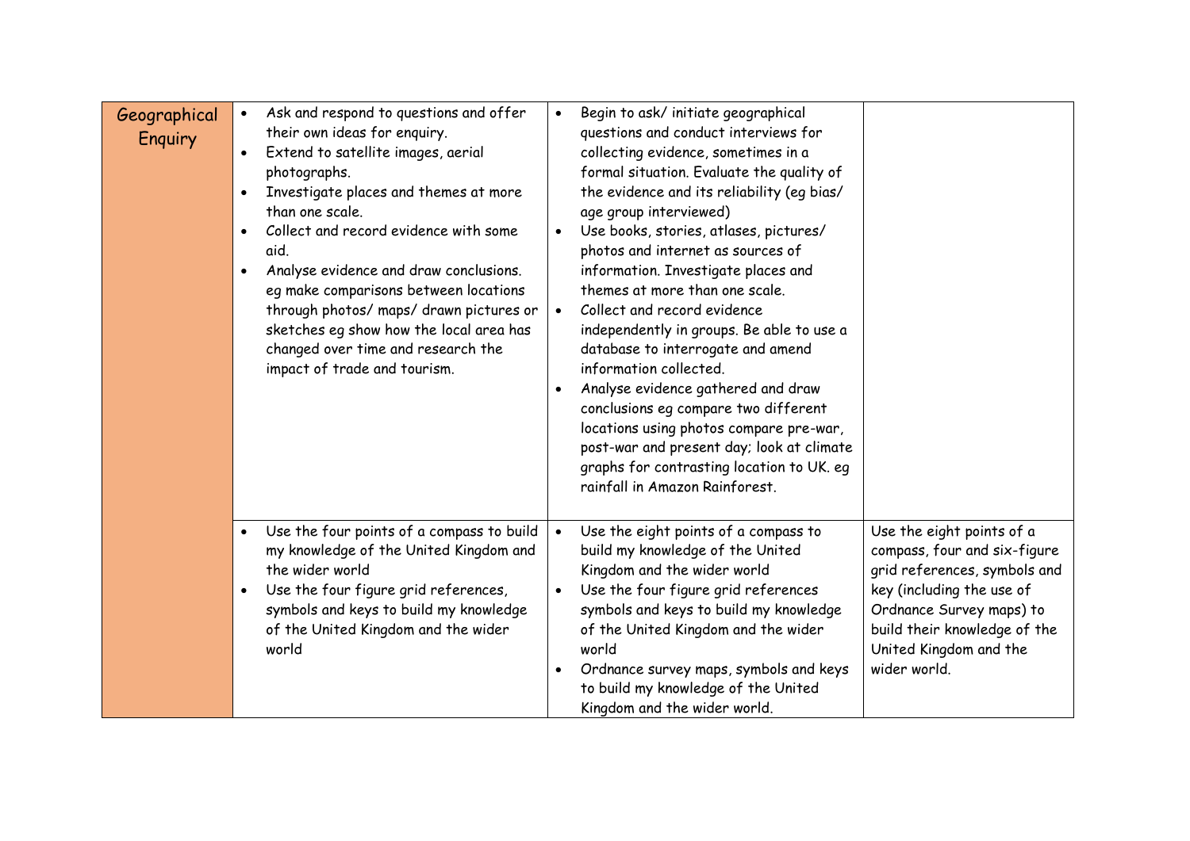| Geographical Enquiry | • Ask and respond to questions and offer their own ideas for enquiry.<br>• Extend to satellite images, aerial photographs.<br>• Investigate places and themes at more than one scale.<br>• Collect and record evidence with some aid.<br>• Analyse evidence and draw conclusions. eg make comparisons between locations through photos/ maps/ drawn pictures or sketches eg show how the local area has changed over time and research the impact of trade and tourism. | • Begin to ask/ initiate geographical questions and conduct interviews for collecting evidence, sometimes in a formal situation. Evaluate the quality of the evidence and its reliability (eg bias/ age group interviewed)<br>• Use books, stories, atlases, pictures/ photos and internet as sources of information. Investigate places and themes at more than one scale.<br>• Collect and record evidence independently in groups. Be able to use a database to interrogate and amend information collected.<br>• Analyse evidence gathered and draw conclusions eg compare two different locations using photos compare pre-war, post-war and present day; look at climate graphs for contrasting location to UK. eg rainfall in Amazon Rainforest. | |
|---|---|---|---|
| | • Use the four points of a compass to build my knowledge of the United Kingdom and the wider world<br>• Use the four figure grid references, symbols and keys to build my knowledge of the United Kingdom and the wider world | • Use the eight points of a compass to build my knowledge of the United Kingdom and the wider world<br>• Use the four figure grid references symbols and keys to build my knowledge of the United Kingdom and the wider world<br>• Ordnance survey maps, symbols and keys to build my knowledge of the United Kingdom and the wider world. | Use the eight points of a compass, four and six-figure grid references, symbols and key (including the use of Ordnance Survey maps) to build their knowledge of the United Kingdom and the wider world. |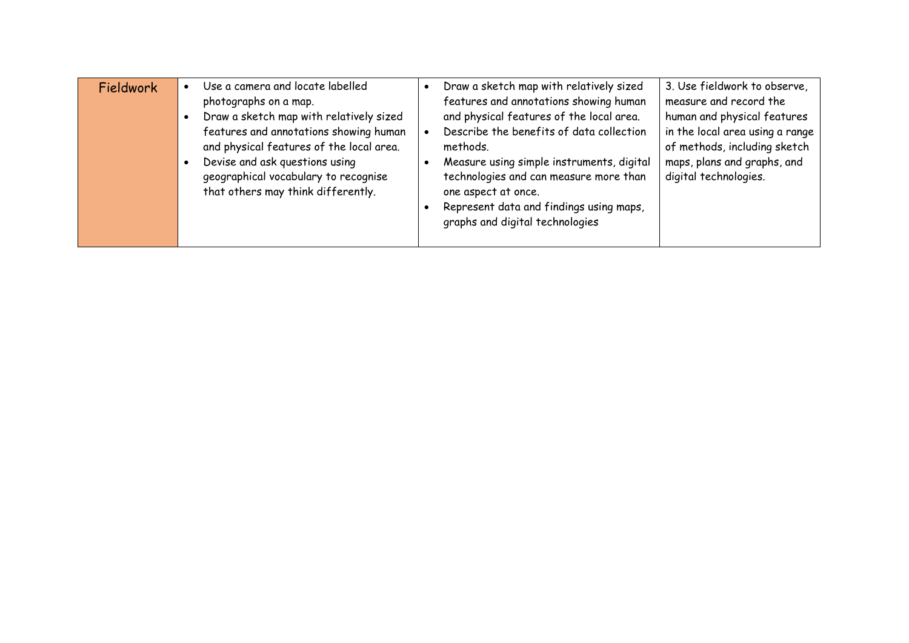| | | | |
|---|---|---|---|
| Fieldwork | • Use a camera and locate labelled photographs on a map.<br>• Draw a sketch map with relatively sized features and annotations showing human and physical features of the local area.<br>• Devise and ask questions using geographical vocabulary to recognise that others may think differently. | • Draw a sketch map with relatively sized features and annotations showing human and physical features of the local area.<br>• Describe the benefits of data collection methods.<br>• Measure using simple instruments, digital technologies and can measure more than one aspect at once.<br>• Represent data and findings using maps, graphs and digital technologies | 3. Use fieldwork to observe, measure and record the human and physical features in the local area using a range of methods, including sketch maps, plans and graphs, and digital technologies. |